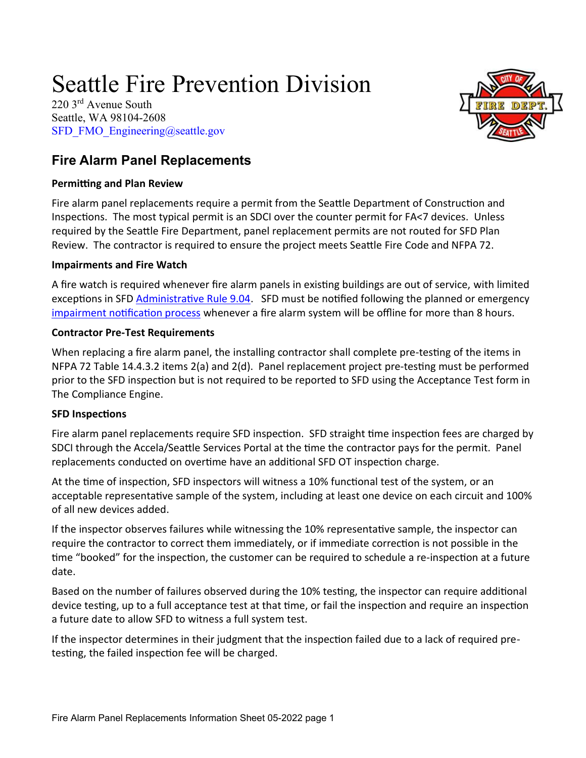# Seattle Fire Prevention Division

220 3rd Avenue South
Seattle, WA 98104-2608
SFD_FMO_Engineering@seattle.gov

## Fire Alarm Panel Replacements

### Permitting and Plan Review

Fire alarm panel replacements require a permit from the Seattle Department of Construction and Inspections. The most typical permit is an SDCI over the counter permit for FA<7 devices. Unless required by the Seattle Fire Department, panel replacement permits are not routed for SFD Plan Review. The contractor is required to ensure the project meets Seattle Fire Code and NFPA 72.

### Impairments and Fire Watch

A fire watch is required whenever fire alarm panels in existing buildings are out of service, with limited exceptions in SFD Administrative Rule 9.04. SFD must be notified following the planned or emergency impairment notification process whenever a fire alarm system will be offline for more than 8 hours.

### Contractor Pre-Test Requirements

When replacing a fire alarm panel, the installing contractor shall complete pre-testing of the items in NFPA 72 Table 14.4.3.2 items 2(a) and 2(d). Panel replacement project pre-testing must be performed prior to the SFD inspection but is not required to be reported to SFD using the Acceptance Test form in The Compliance Engine.

### SFD Inspections

Fire alarm panel replacements require SFD inspection. SFD straight time inspection fees are charged by SDCI through the Accela/Seattle Services Portal at the time the contractor pays for the permit. Panel replacements conducted on overtime have an additional SFD OT inspection charge.

At the time of inspection, SFD inspectors will witness a 10% functional test of the system, or an acceptable representative sample of the system, including at least one device on each circuit and 100% of all new devices added.

If the inspector observes failures while witnessing the 10% representative sample, the inspector can require the contractor to correct them immediately, or if immediate correction is not possible in the time "booked" for the inspection, the customer can be required to schedule a re-inspection at a future date.

Based on the number of failures observed during the 10% testing, the inspector can require additional device testing, up to a full acceptance test at that time, or fail the inspection and require an inspection a future date to allow SFD to witness a full system test.

If the inspector determines in their judgment that the inspection failed due to a lack of required pre-testing, the failed inspection fee will be charged.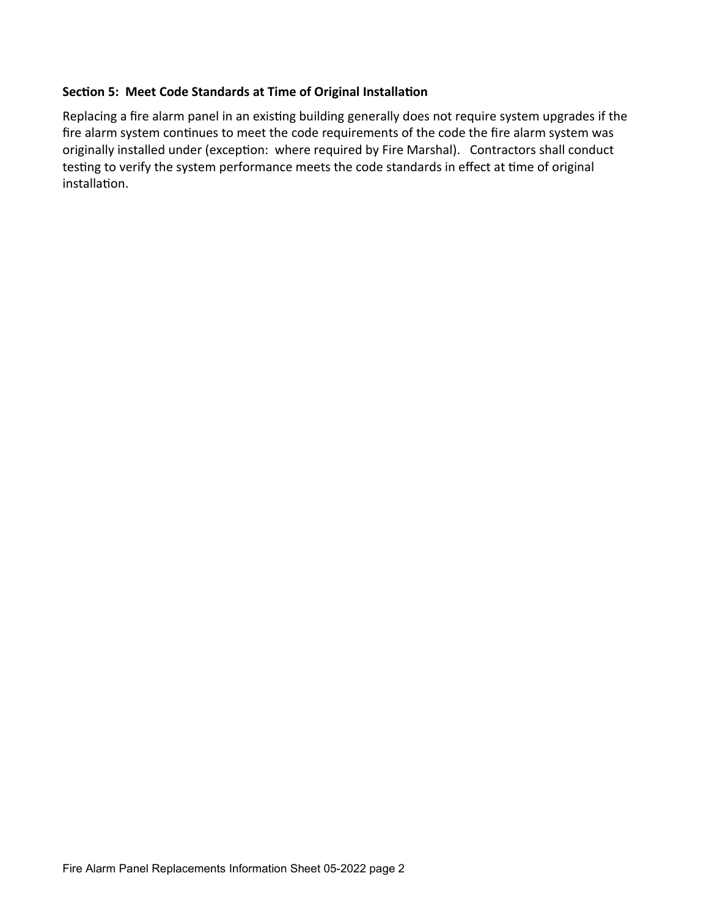## Section 5: Meet Code Standards at Time of Original Installation

Replacing a fire alarm panel in an existing building generally does not require system upgrades if the fire alarm system continues to meet the code requirements of the code the fire alarm system was originally installed under (exception: where required by Fire Marshal). Contractors shall conduct testing to verify the system performance meets the code standards in effect at time of original installation.